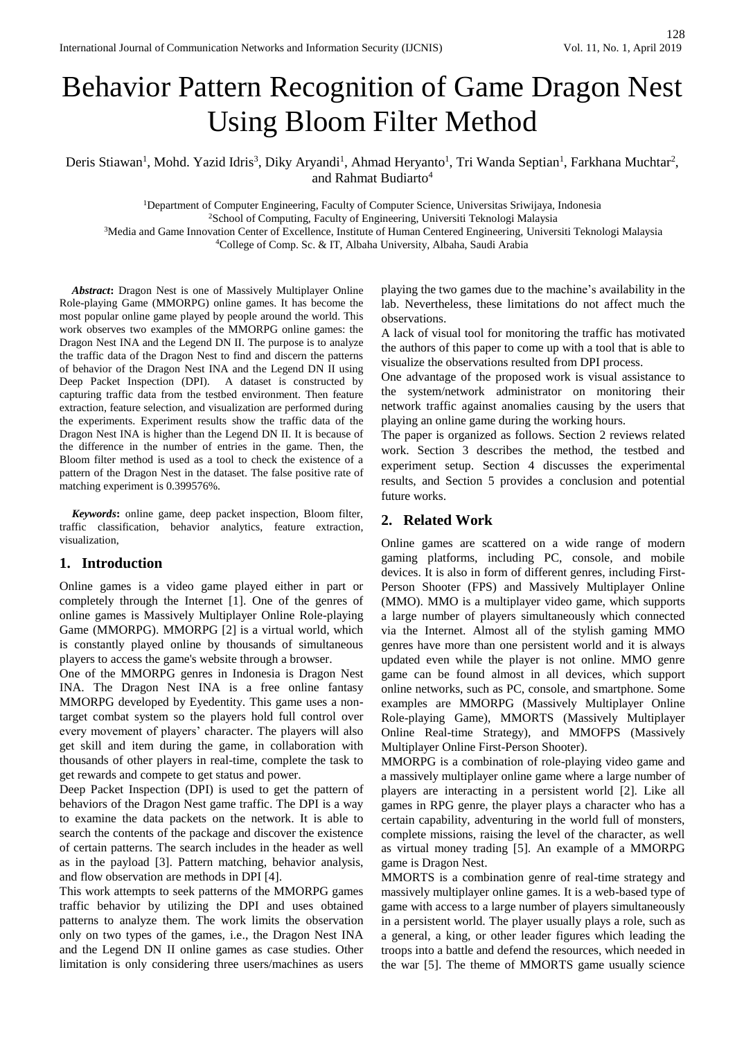# Behavior Pattern Recognition of Game Dragon Nest Using Bloom Filter Method

Deris Stiawan[1], Mohd. Yazid Idris[3], Diky Aryandi[1], Ahmad Heryanto[1], Tri Wanda Septian[1], Farkhana Muchtar[2], and Rahmat Budiarto[4]

[1]Department of Computer Engineering, Faculty of Computer Science, Universitas Sriwijaya, Indonesia
[2]School of Computing, Faculty of Engineering, Universiti Teknologi Malaysia
[3]Media and Game Innovation Center of Excellence, Institute of Human Centered Engineering, Universiti Teknologi Malaysia
[4]College of Comp. Sc. & IT, Albaha University, Albaha, Saudi Arabia

***Abstract*:** Dragon Nest is one of Massively Multiplayer Online Role-playing Game (MMORPG) online games. It has become the most popular online game played by people around the world. This work observes two examples of the MMORPG online games: the Dragon Nest INA and the Legend DN II. The purpose is to analyze the traffic data of the Dragon Nest to find and discern the patterns of behavior of the Dragon Nest INA and the Legend DN II using Deep Packet Inspection (DPI). A dataset is constructed by capturing traffic data from the testbed environment. Then feature extraction, feature selection, and visualization are performed during the experiments. Experiment results show the traffic data of the Dragon Nest INA is higher than the Legend DN II. It is because of the difference in the number of entries in the game. Then, the Bloom filter method is used as a tool to check the existence of a pattern of the Dragon Nest in the dataset. The false positive rate of matching experiment is 0.399576%.

***Keywords*:** online game, deep packet inspection, Bloom filter, traffic classification, behavior analytics, feature extraction, visualization,

## 1. Introduction

Online games is a video game played either in part or completely through the Internet [1]. One of the genres of online games is Massively Multiplayer Online Role-playing Game (MMORPG). MMORPG [2] is a virtual world, which is constantly played online by thousands of simultaneous players to access the game's website through a browser.

One of the MMORPG genres in Indonesia is Dragon Nest INA. The Dragon Nest INA is a free online fantasy MMORPG developed by Eyedentity. This game uses a non-target combat system so the players hold full control over every movement of players' character. The players will also get skill and item during the game, in collaboration with thousands of other players in real-time, complete the task to get rewards and compete to get status and power.

Deep Packet Inspection (DPI) is used to get the pattern of behaviors of the Dragon Nest game traffic. The DPI is a way to examine the data packets on the network. It is able to search the contents of the package and discover the existence of certain patterns. The search includes in the header as well as in the payload [3]. Pattern matching, behavior analysis, and flow observation are methods in DPI [4].

This work attempts to seek patterns of the MMORPG games traffic behavior by utilizing the DPI and uses obtained patterns to analyze them. The work limits the observation only on two types of the games, i.e., the Dragon Nest INA and the Legend DN II online games as case studies. Other limitation is only considering three users/machines as users playing the two games due to the machine's availability in the lab. Nevertheless, these limitations do not affect much the observations.

A lack of visual tool for monitoring the traffic has motivated the authors of this paper to come up with a tool that is able to visualize the observations resulted from DPI process.

One advantage of the proposed work is visual assistance to the system/network administrator on monitoring their network traffic against anomalies causing by the users that playing an online game during the working hours.

The paper is organized as follows. Section 2 reviews related work. Section 3 describes the method, the testbed and experiment setup. Section 4 discusses the experimental results, and Section 5 provides a conclusion and potential future works.

## 2. Related Work

Online games are scattered on a wide range of modern gaming platforms, including PC, console, and mobile devices. It is also in form of different genres, including First-Person Shooter (FPS) and Massively Multiplayer Online (MMO). MMO is a multiplayer video game, which supports a large number of players simultaneously which connected via the Internet. Almost all of the stylish gaming MMO genres have more than one persistent world and it is always updated even while the player is not online. MMO genre game can be found almost in all devices, which support online networks, such as PC, console, and smartphone. Some examples are MMORPG (Massively Multiplayer Online Role-playing Game), MMORTS (Massively Multiplayer Online Real-time Strategy), and MMOFPS (Massively Multiplayer Online First-Person Shooter).

MMORPG is a combination of role-playing video game and a massively multiplayer online game where a large number of players are interacting in a persistent world [2]. Like all games in RPG genre, the player plays a character who has a certain capability, adventuring in the world full of monsters, complete missions, raising the level of the character, as well as virtual money trading [5]. An example of a MMORPG game is Dragon Nest.

MMORTS is a combination genre of real-time strategy and massively multiplayer online games. It is a web-based type of game with access to a large number of players simultaneously in a persistent world. The player usually plays a role, such as a general, a king, or other leader figures which leading the troops into a battle and defend the resources, which needed in the war [5]. The theme of MMORTS game usually science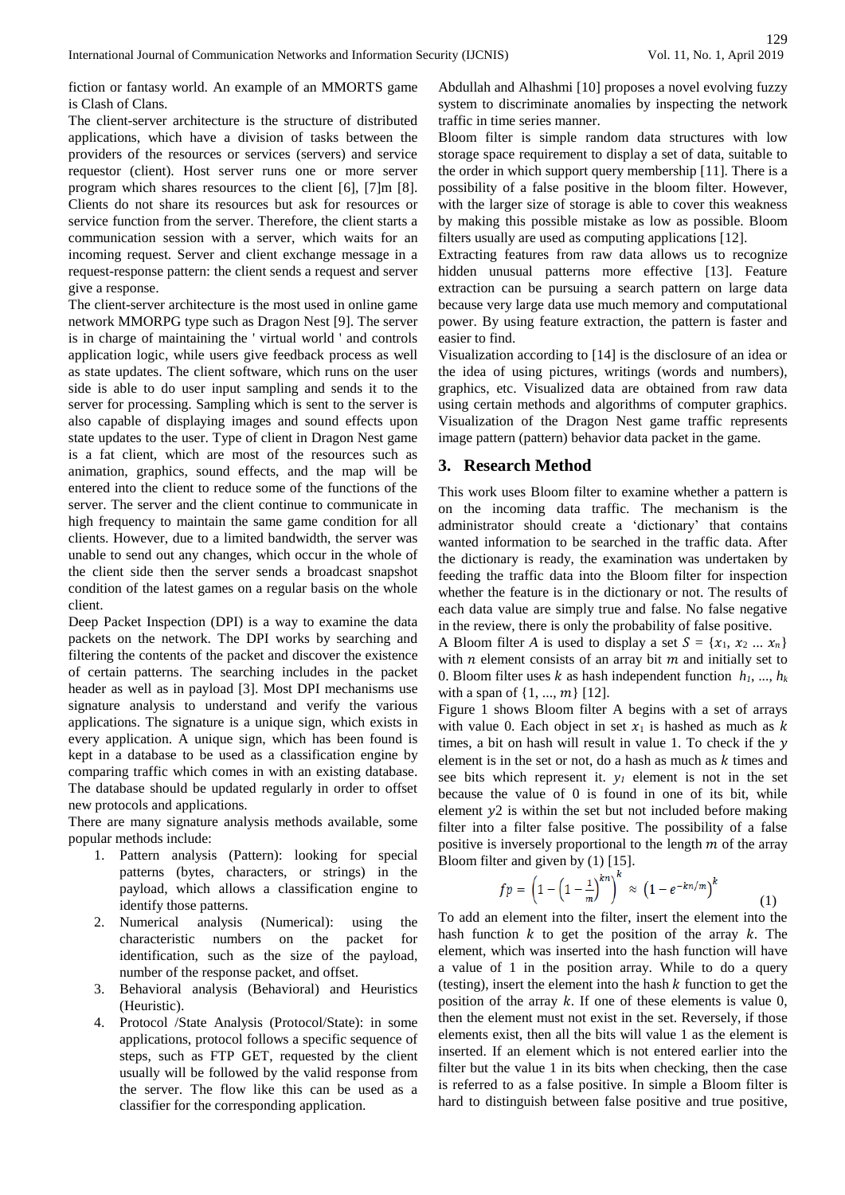fiction or fantasy world. An example of an MMORTS game is Clash of Clans.

The client-server architecture is the structure of distributed applications, which have a division of tasks between the providers of the resources or services (servers) and service requestor (client). Host server runs one or more server program which shares resources to the client [6], [7]m [8]. Clients do not share its resources but ask for resources or service function from the server. Therefore, the client starts a communication session with a server, which waits for an incoming request. Server and client exchange message in a request-response pattern: the client sends a request and server give a response.

The client-server architecture is the most used in online game network MMORPG type such as Dragon Nest [9]. The server is in charge of maintaining the ' virtual world ' and controls application logic, while users give feedback process as well as state updates. The client software, which runs on the user side is able to do user input sampling and sends it to the server for processing. Sampling which is sent to the server is also capable of displaying images and sound effects upon state updates to the user. Type of client in Dragon Nest game is a fat client, which are most of the resources such as animation, graphics, sound effects, and the map will be entered into the client to reduce some of the functions of the server. The server and the client continue to communicate in high frequency to maintain the same game condition for all clients. However, due to a limited bandwidth, the server was unable to send out any changes, which occur in the whole of the client side then the server sends a broadcast snapshot condition of the latest games on a regular basis on the whole client.

Deep Packet Inspection (DPI) is a way to examine the data packets on the network. The DPI works by searching and filtering the contents of the packet and discover the existence of certain patterns. The searching includes in the packet header as well as in payload [3]. Most DPI mechanisms use signature analysis to understand and verify the various applications. The signature is a unique sign, which exists in every application. A unique sign, which has been found is kept in a database to be used as a classification engine by comparing traffic which comes in with an existing database. The database should be updated regularly in order to offset new protocols and applications.

There are many signature analysis methods available, some popular methods include:

1. Pattern analysis (Pattern): looking for special patterns (bytes, characters, or strings) in the payload, which allows a classification engine to identify those patterns.
2. Numerical analysis (Numerical): using the characteristic numbers on the packet for identification, such as the size of the payload, number of the response packet, and offset.
3. Behavioral analysis (Behavioral) and Heuristics (Heuristic).
4. Protocol /State Analysis (Protocol/State): in some applications, protocol follows a specific sequence of steps, such as FTP GET, requested by the client usually will be followed by the valid response from the server. The flow like this can be used as a classifier for the corresponding application.

Abdullah and Alhashmi [10] proposes a novel evolving fuzzy system to discriminate anomalies by inspecting the network traffic in time series manner.

Bloom filter is simple random data structures with low storage space requirement to display a set of data, suitable to the order in which support query membership [11]. There is a possibility of a false positive in the bloom filter. However, with the larger size of storage is able to cover this weakness by making this possible mistake as low as possible. Bloom filters usually are used as computing applications [12].

Extracting features from raw data allows us to recognize hidden unusual patterns more effective [13]. Feature extraction can be pursuing a search pattern on large data because very large data use much memory and computational power. By using feature extraction, the pattern is faster and easier to find.

Visualization according to [14] is the disclosure of an idea or the idea of using pictures, writings (words and numbers), graphics, etc. Visualized data are obtained from raw data using certain methods and algorithms of computer graphics. Visualization of the Dragon Nest game traffic represents image pattern (pattern) behavior data packet in the game.

## 3. Research Method

This work uses Bloom filter to examine whether a pattern is on the incoming data traffic. The mechanism is the administrator should create a 'dictionary' that contains wanted information to be searched in the traffic data. After the dictionary is ready, the examination was undertaken by feeding the traffic data into the Bloom filter for inspection whether the feature is in the dictionary or not. The results of each data value are simply true and false. No false negative in the review, there is only the probability of false positive.

A Bloom filter $A$ is used to display a set $S = \{x_1, x_2 \ldots x_n\}$ with $n$ element consists of an array bit $m$ and initially set to 0. Bloom filter uses $k$ as hash independent function $h_1, \ldots, h_k$ with a span of $\{1, \ldots, m\}$ [12].

Figure 1 shows Bloom filter A begins with a set of arrays with value 0. Each object in set $x_1$ is hashed as much as $k$ times, a bit on hash will result in value 1. To check if the $y$ element is in the set or not, do a hash as much as $k$ times and see bits which represent it. $y_1$ element is not in the set because the value of 0 is found in one of its bit, while element $y2$ is within the set but not included before making filter into a filter false positive. The possibility of a false positive is inversely proportional to the length $m$ of the array Bloom filter and given by (1) [15].

$$fp = \left(1 - \left(1 - \frac{1}{m}\right)^{kn}\right)^k \approx \left(1 - e^{-kn/m}\right)^k \tag{1}$$

To add an element into the filter, insert the element into the hash function $k$ to get the position of the array $k$. The element, which was inserted into the hash function will have a value of 1 in the position array. While to do a query (testing), insert the element into the hash $k$ function to get the position of the array $k$. If one of these elements is value 0, then the element must not exist in the set. Reversely, if those elements exist, then all the bits will value 1 as the element is inserted. If an element which is not entered earlier into the filter but the value 1 in its bits when checking, then the case is referred to as a false positive. In simple a Bloom filter is hard to distinguish between false positive and true positive,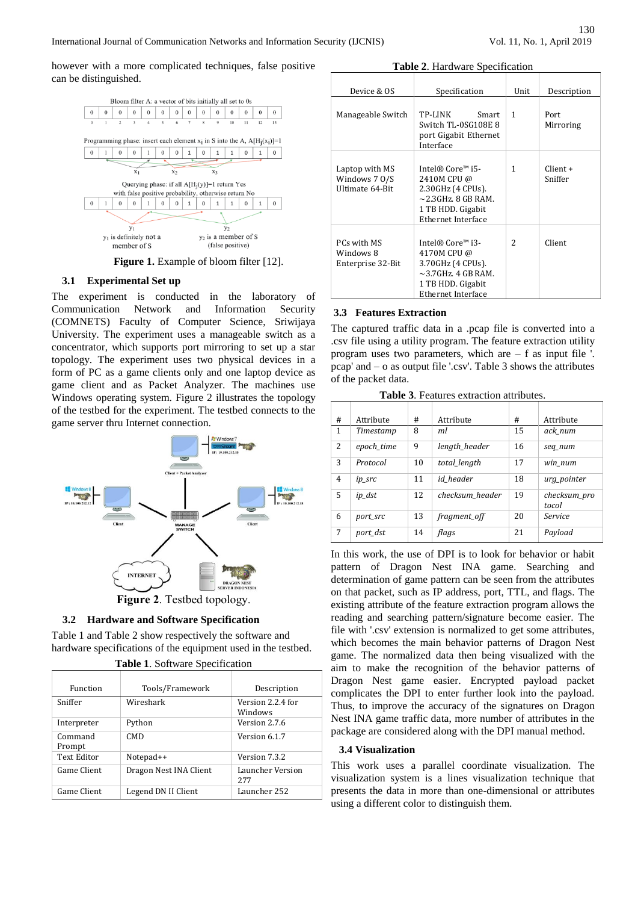however with a more complicated techniques, false positive can be distinguished.

**Figure 1.** Example of bloom filter [12].

### 3.1 Experimental Set up

The experiment is conducted in the laboratory of Communication Network and Information Security (COMNETS) Faculty of Computer Science, Sriwijaya University. The experiment uses a manageable switch as a concentrator, which supports port mirroring to set up a star topology. The experiment uses two physical devices in a form of PC as a game clients only and one laptop device as game client and as Packet Analyzer. The machines use Windows operating system. Figure 2 illustrates the topology of the testbed for the experiment. The testbed connects to the game server thru Internet connection.

**Figure 2**. Testbed topology.

### 3.2 Hardware and Software Specification

Table 1 and Table 2 show respectively the software and hardware specifications of the equipment used in the testbed.

**Table 1**. Software Specification

| Function | Tools/Framework | Description |
|---|---|---|
| Sniffer | Wireshark | Version 2.2.4 for Windows |
| Interpreter | Python | Version 2.7.6 |
| Command Prompt | CMD | Version 6.1.7 |
| Text Editor | Notepad++ | Version 7.3.2 |
| Game Client | Dragon Nest INA Client | Launcher Version 277 |
| Game Client | Legend DN II Client | Launcher 252 |

**Table 2**. Hardware Specification

| Device & OS | Specification | Unit | Description |
|---|---|---|---|
| Manageable Switch | TP-LINK Smart Switch TL-0SG108E 8 port Gigabit Ethernet Interface | 1 | Port Mirroring |
| Laptop with MS Windows 7 O/S Ultimate 64-Bit | Intel® Core™ i5-2410M CPU @ 2.30GHz (4 CPUs). ~2.3GHz. 8 GB RAM. 1 TB HDD. Gigabit Ethernet Interface | 1 | Client + Sniffer |
| PCs with MS Windows 8 Enterprise 32-Bit | Intel® Core™ i3-4170M CPU @ 3.70GHz (4 CPUs). ~3.7GHz. 4 GB RAM. 1 TB HDD. Gigabit Ethernet Interface | 2 | Client |

### 3.3 Features Extraction

The captured traffic data in a .pcap file is converted into a .csv file using a utility program. The feature extraction utility program uses two parameters, which are – f as input file '. pcap' and – o as output file '.csv'. Table 3 shows the attributes of the packet data.

**Table 3**. Features extraction attributes.

| # | Attribute | # | Attribute | # | Attribute |
|---|---|---|---|---|---|
| 1 | *Timestamp* | 8 | *ml* | 15 | *ack_num* |
| 2 | *epoch_time* | 9 | *length_header* | 16 | *seq_num* |
| 3 | *Protocol* | 10 | *total_length* | 17 | *win_num* |
| 4 | *ip_src* | 11 | *id_header* | 18 | *urg_pointer* |
| 5 | *ip_dst* | 12 | *checksum_header* | 19 | *checksum_protocol* |
| 6 | *port_src* | 13 | *fragment_off* | 20 | *Service* |
| 7 | *port_dst* | 14 | *flags* | 21 | *Payload* |

In this work, the use of DPI is to look for behavior or habit pattern of Dragon Nest INA game. Searching and determination of game pattern can be seen from the attributes on that packet, such as IP address, port, TTL, and flags. The existing attribute of the feature extraction program allows the reading and searching pattern/signature become easier. The file with '.csv' extension is normalized to get some attributes, which becomes the main behavior patterns of Dragon Nest game. The normalized data then being visualized with the aim to make the recognition of the behavior patterns of Dragon Nest game easier. Encrypted payload packet complicates the DPI to enter further look into the payload. Thus, to improve the accuracy of the signatures on Dragon Nest INA game traffic data, more number of attributes in the package are considered along with the DPI manual method.

### 3.4 Visualization

This work uses a parallel coordinate visualization. The visualization system is a lines visualization technique that presents the data in more than one-dimensional or attributes using a different color to distinguish them.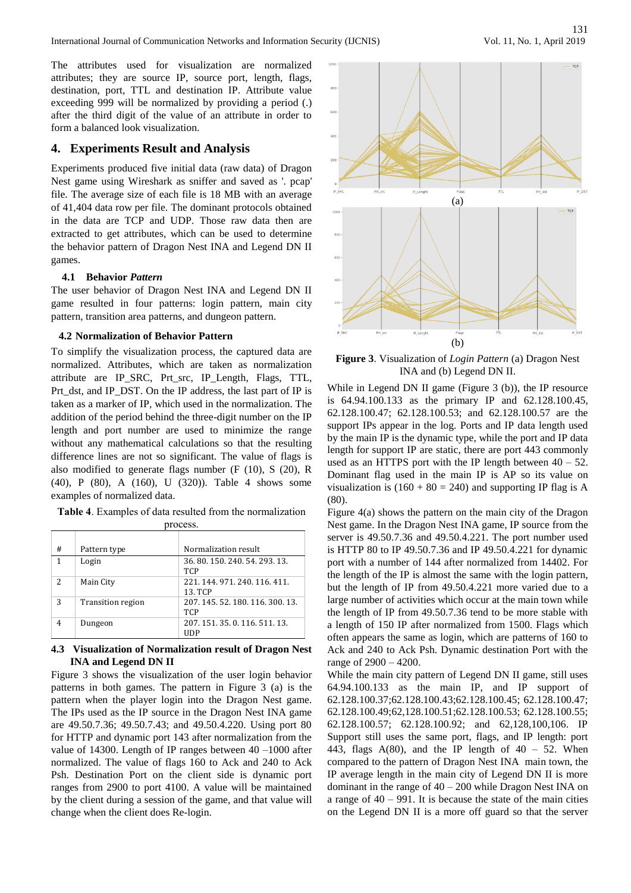The attributes used for visualization are normalized attributes; they are source IP, source port, length, flags, destination, port, TTL and destination IP. Attribute value exceeding 999 will be normalized by providing a period (.) after the third digit of the value of an attribute in order to form a balanced look visualization.

## 4. Experiments Result and Analysis

Experiments produced five initial data (raw data) of Dragon Nest game using Wireshark as sniffer and saved as '. pcap' file. The average size of each file is 18 MB with an average of 41,404 data row per file. The dominant protocols obtained in the data are TCP and UDP. Those raw data then are extracted to get attributes, which can be used to determine the behavior pattern of Dragon Nest INA and Legend DN II games.

### 4.1 Behavior *Pattern*

The user behavior of Dragon Nest INA and Legend DN II game resulted in four patterns: login pattern, main city pattern, transition area patterns, and dungeon pattern.

### 4.2 Normalization of Behavior Pattern

To simplify the visualization process, the captured data are normalized. Attributes, which are taken as normalization attribute are IP_SRC, Prt_src, IP_Length, Flags, TTL, Prt_dst, and IP_DST. On the IP address, the last part of IP is taken as a marker of IP, which used in the normalization. The addition of the period behind the three-digit number on the IP length and port number are used to minimize the range without any mathematical calculations so that the resulting difference lines are not so significant. The value of flags is also modified to generate flags number (F (10), S (20), R (40), P (80), A (160), U (320)). Table 4 shows some examples of normalized data.

**Table 4**. Examples of data resulted from the normalization process.

| # | Pattern type | Normalization result |
|---|---|---|
| 1 | Login | 36. 80. 150. 240. 54. 293. 13. TCP |
| 2 | Main City | 221. 144. 971. 240. 116. 411. 13. TCP |
| 3 | Transition region | 207. 145. 52. 180. 116. 300. 13. TCP |
| 4 | Dungeon | 207. 151. 35. 0. 116. 511. 13. UDP |

### 4.3 Visualization of Normalization result of Dragon Nest INA and Legend DN II

Figure 3 shows the visualization of the user login behavior patterns in both games. The pattern in Figure 3 (a) is the pattern when the player login into the Dragon Nest game. The IPs used as the IP source in the Dragon Nest INA game are 49.50.7.36; 49.50.7.43; and 49.50.4.220. Using port 80 for HTTP and dynamic port 143 after normalization from the value of 14300. Length of IP ranges between 40 –1000 after normalized. The value of flags 160 to Ack and 240 to Ack Psh. Destination Port on the client side is dynamic port ranges from 2900 to port 4100. A value will be maintained by the client during a session of the game, and that value will change when the client does Re-login.

**Figure 3**. Visualization of *Login Pattern* (a) Dragon Nest INA and (b) Legend DN II.

While in Legend DN II game (Figure 3 (b)), the IP resource is 64.94.100.133 as the primary IP and 62.128.100.45, 62.128.100.47; 62.128.100.53; and 62.128.100.57 are the support IPs appear in the log. Ports and IP data length used by the main IP is the dynamic type, while the port and IP data length for support IP are static, there are port 443 commonly used as an HTTPS port with the IP length between 40 – 52. Dominant flag used in the main IP is AP so its value on visualization is (160 + 80 = 240) and supporting IP flag is A (80).

Figure 4(a) shows the pattern on the main city of the Dragon Nest game. In the Dragon Nest INA game, IP source from the server is 49.50.7.36 and 49.50.4.221. The port number used is HTTP 80 to IP 49.50.7.36 and IP 49.50.4.221 for dynamic port with a number of 144 after normalized from 14402. For the length of the IP is almost the same with the login pattern, but the length of IP from 49.50.4.221 more varied due to a large number of activities which occur at the main town while the length of IP from 49.50.7.36 tend to be more stable with a length of 150 IP after normalized from 1500. Flags which often appears the same as login, which are patterns of 160 to Ack and 240 to Ack Psh. Dynamic destination Port with the range of 2900 – 4200.

While the main city pattern of Legend DN II game, still uses 64.94.100.133 as the main IP, and IP support of 62.128.100.37;62.128.100.43;62.128.100.45; 62.128.100.47; 62.128.100.49;62,128.100.51;62.128.100.53; 62.128.100.55; 62.128.100.57; 62.128.100.92; and 62,128,100,106. IP Support still uses the same port, flags, and IP length: port 443, flags A(80), and the IP length of 40 – 52. When compared to the pattern of Dragon Nest INA main town, the IP average length in the main city of Legend DN II is more dominant in the range of 40 – 200 while Dragon Nest INA on a range of 40 – 991. It is because the state of the main cities on the Legend DN II is a more off guard so that the server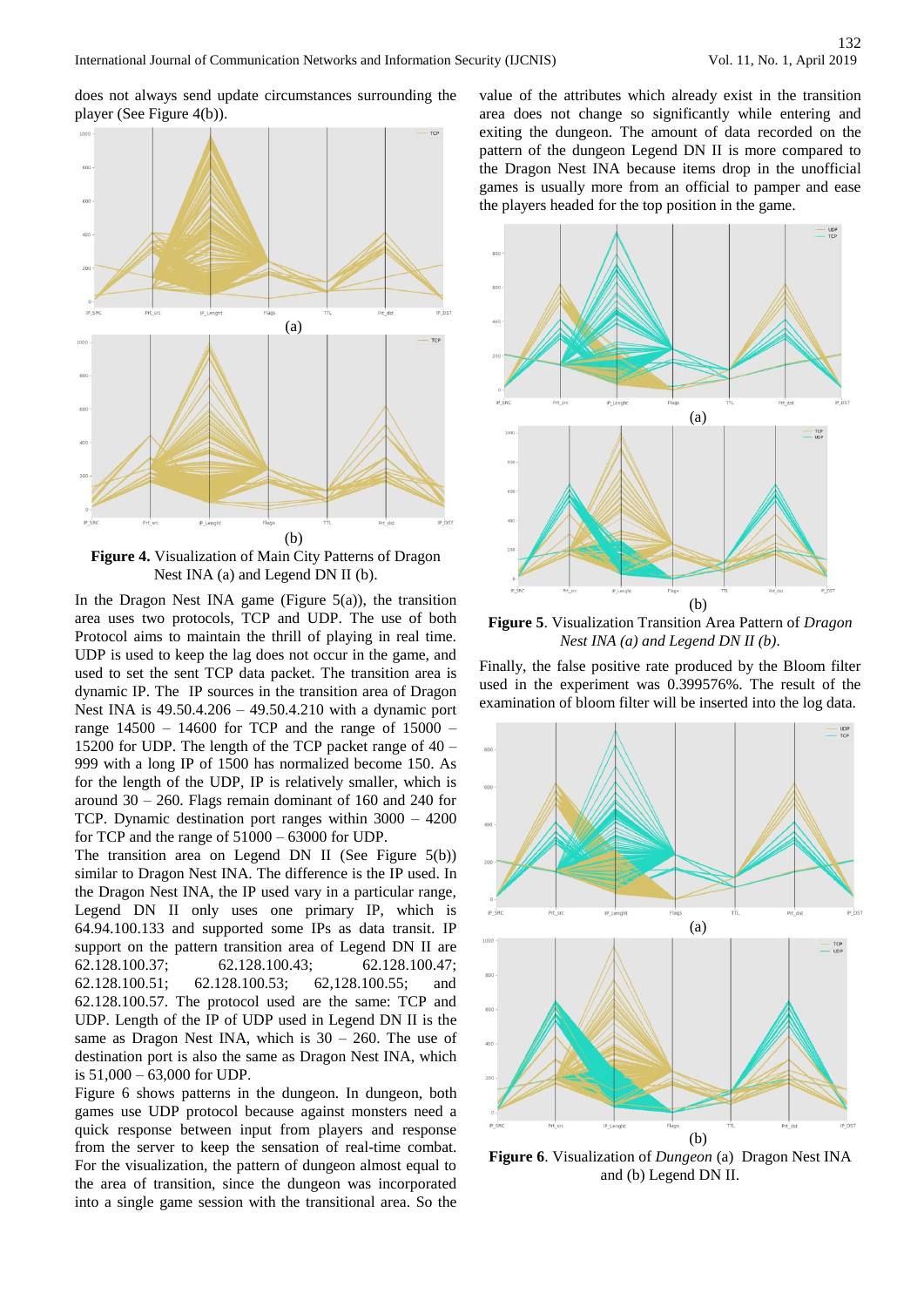does not always send update circumstances surrounding the player (See Figure 4(b)).

**Figure 4.** Visualization of Main City Patterns of Dragon Nest INA (a) and Legend DN II (b).

In the Dragon Nest INA game (Figure 5(a)), the transition area uses two protocols, TCP and UDP. The use of both Protocol aims to maintain the thrill of playing in real time. UDP is used to keep the lag does not occur in the game, and used to set the sent TCP data packet. The transition area is dynamic IP. The IP sources in the transition area of Dragon Nest INA is 49.50.4.206 – 49.50.4.210 with a dynamic port range 14500 – 14600 for TCP and the range of 15000 – 15200 for UDP. The length of the TCP packet range of 40 – 999 with a long IP of 1500 has normalized become 150. As for the length of the UDP, IP is relatively smaller, which is around 30 – 260. Flags remain dominant of 160 and 240 for TCP. Dynamic destination port ranges within 3000 – 4200 for TCP and the range of 51000 – 63000 for UDP.

The transition area on Legend DN II (See Figure 5(b)) similar to Dragon Nest INA. The difference is the IP used. In the Dragon Nest INA, the IP used vary in a particular range, Legend DN II only uses one primary IP, which is 64.94.100.133 and supported some IPs as data transit. IP support on the pattern transition area of Legend DN II are 62.128.100.37; 62.128.100.43; 62.128.100.47; 62.128.100.51; 62.128.100.53; 62,128.100.55; and 62.128.100.57. The protocol used are the same: TCP and UDP. Length of the IP of UDP used in Legend DN II is the same as Dragon Nest INA, which is 30 – 260. The use of destination port is also the same as Dragon Nest INA, which is 51,000 – 63,000 for UDP.

Figure 6 shows patterns in the dungeon. In dungeon, both games use UDP protocol because against monsters need a quick response between input from players and response from the server to keep the sensation of real-time combat. For the visualization, the pattern of dungeon almost equal to the area of transition, since the dungeon was incorporated into a single game session with the transitional area. So the value of the attributes which already exist in the transition area does not change so significantly while entering and exiting the dungeon. The amount of data recorded on the pattern of the dungeon Legend DN II is more compared to the Dragon Nest INA because items drop in the unofficial games is usually more from an official to pamper and ease the players headed for the top position in the game.

**Figure 5**. Visualization Transition Area Pattern of *Dragon Nest INA (a) and Legend DN II (b).*

Finally, the false positive rate produced by the Bloom filter used in the experiment was 0.399576%. The result of the examination of bloom filter will be inserted into the log data.

**Figure 6**. Visualization of *Dungeon* (a) Dragon Nest INA and (b) Legend DN II.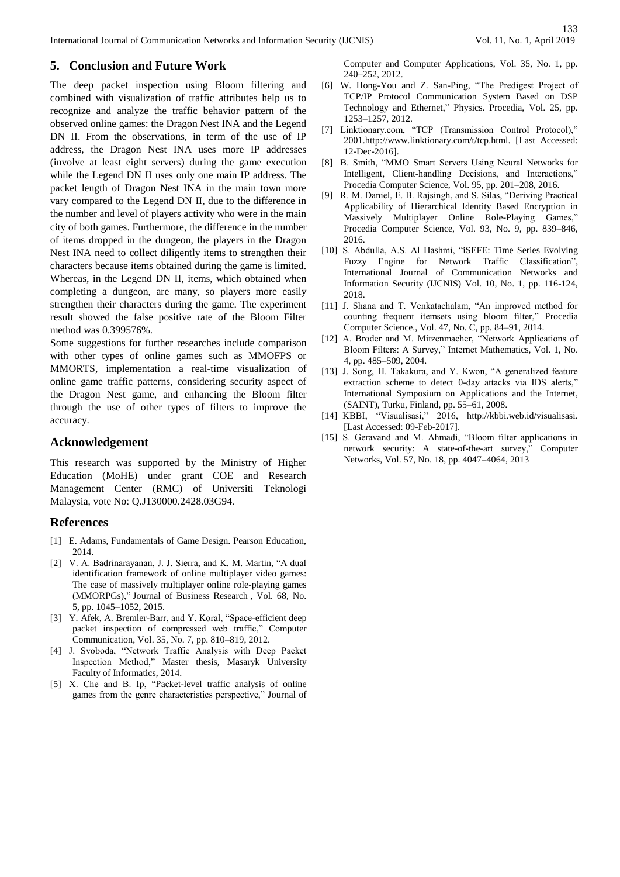## 5. Conclusion and Future Work

The deep packet inspection using Bloom filtering and combined with visualization of traffic attributes help us to recognize and analyze the traffic behavior pattern of the observed online games: the Dragon Nest INA and the Legend DN II. From the observations, in term of the use of IP address, the Dragon Nest INA uses more IP addresses (involve at least eight servers) during the game execution while the Legend DN II uses only one main IP address. The packet length of Dragon Nest INA in the main town more vary compared to the Legend DN II, due to the difference in the number and level of players activity who were in the main city of both games. Furthermore, the difference in the number of items dropped in the dungeon, the players in the Dragon Nest INA need to collect diligently items to strengthen their characters because items obtained during the game is limited. Whereas, in the Legend DN II, items, which obtained when completing a dungeon, are many, so players more easily strengthen their characters during the game. The experiment result showed the false positive rate of the Bloom Filter method was 0.399576%.

Some suggestions for further researches include comparison with other types of online games such as MMOFPS or MMORTS, implementation a real-time visualization of online game traffic patterns, considering security aspect of the Dragon Nest game, and enhancing the Bloom filter through the use of other types of filters to improve the accuracy.

## Acknowledgement

This research was supported by the Ministry of Higher Education (MoHE) under grant COE and Research Management Center (RMC) of Universiti Teknologi Malaysia, vote No: Q.J130000.2428.03G94.

## References

[1] E. Adams, Fundamentals of Game Design. Pearson Education, 2014.

[2] V. A. Badrinarayanan, J. J. Sierra, and K. M. Martin, "A dual identification framework of online multiplayer video games: The case of massively multiplayer online role-playing games (MMORPGs)," Journal of Business Research , Vol. 68, No. 5, pp. 1045–1052, 2015.

[3] Y. Afek, A. Bremler-Barr, and Y. Koral, "Space-efficient deep packet inspection of compressed web traffic," Computer Communication, Vol. 35, No. 7, pp. 810–819, 2012.

[4] J. Svoboda, "Network Traffic Analysis with Deep Packet Inspection Method," Master thesis, Masaryk University Faculty of Informatics, 2014.

[5] X. Che and B. Ip, "Packet-level traffic analysis of online games from the genre characteristics perspective," Journal of Computer and Computer Applications, Vol. 35, No. 1, pp. 240–252, 2012.

[6] W. Hong-You and Z. San-Ping, "The Predigest Project of TCP/IP Protocol Communication System Based on DSP Technology and Ethernet," Physics. Procedia, Vol. 25, pp. 1253–1257, 2012.

[7] Linktionary.com, "TCP (Transmission Control Protocol)," 2001.http://www.linktionary.com/t/tcp.html. [Last Accessed: 12-Dec-2016].

[8] B. Smith, "MMO Smart Servers Using Neural Networks for Intelligent, Client-handling Decisions, and Interactions," Procedia Computer Science, Vol. 95, pp. 201–208, 2016.

[9] R. M. Daniel, E. B. Rajsingh, and S. Silas, "Deriving Practical Applicability of Hierarchical Identity Based Encryption in Massively Multiplayer Online Role-Playing Games," Procedia Computer Science, Vol. 93, No. 9, pp. 839–846, 2016.

[10] S. Abdulla, A.S. Al Hashmi, "iSEFE: Time Series Evolving Fuzzy Engine for Network Traffic Classification", International Journal of Communication Networks and Information Security (IJCNIS) Vol. 10, No. 1, pp. 116-124, 2018.

[11] J. Shana and T. Venkatachalam, "An improved method for counting frequent itemsets using bloom filter," Procedia Computer Science., Vol. 47, No. C, pp. 84–91, 2014.

[12] A. Broder and M. Mitzenmacher, "Network Applications of Bloom Filters: A Survey," Internet Mathematics, Vol. 1, No. 4, pp. 485–509, 2004.

[13] J. Song, H. Takakura, and Y. Kwon, "A generalized feature extraction scheme to detect 0-day attacks via IDS alerts," International Symposium on Applications and the Internet, (SAINT), Turku, Finland, pp. 55–61, 2008.

[14] KBBI, "Visualisasi," 2016, http://kbbi.web.id/visualisasi. [Last Accessed: 09-Feb-2017].

[15] S. Geravand and M. Ahmadi, "Bloom filter applications in network security: A state-of-the-art survey," Computer Networks, Vol. 57, No. 18, pp. 4047–4064, 2013